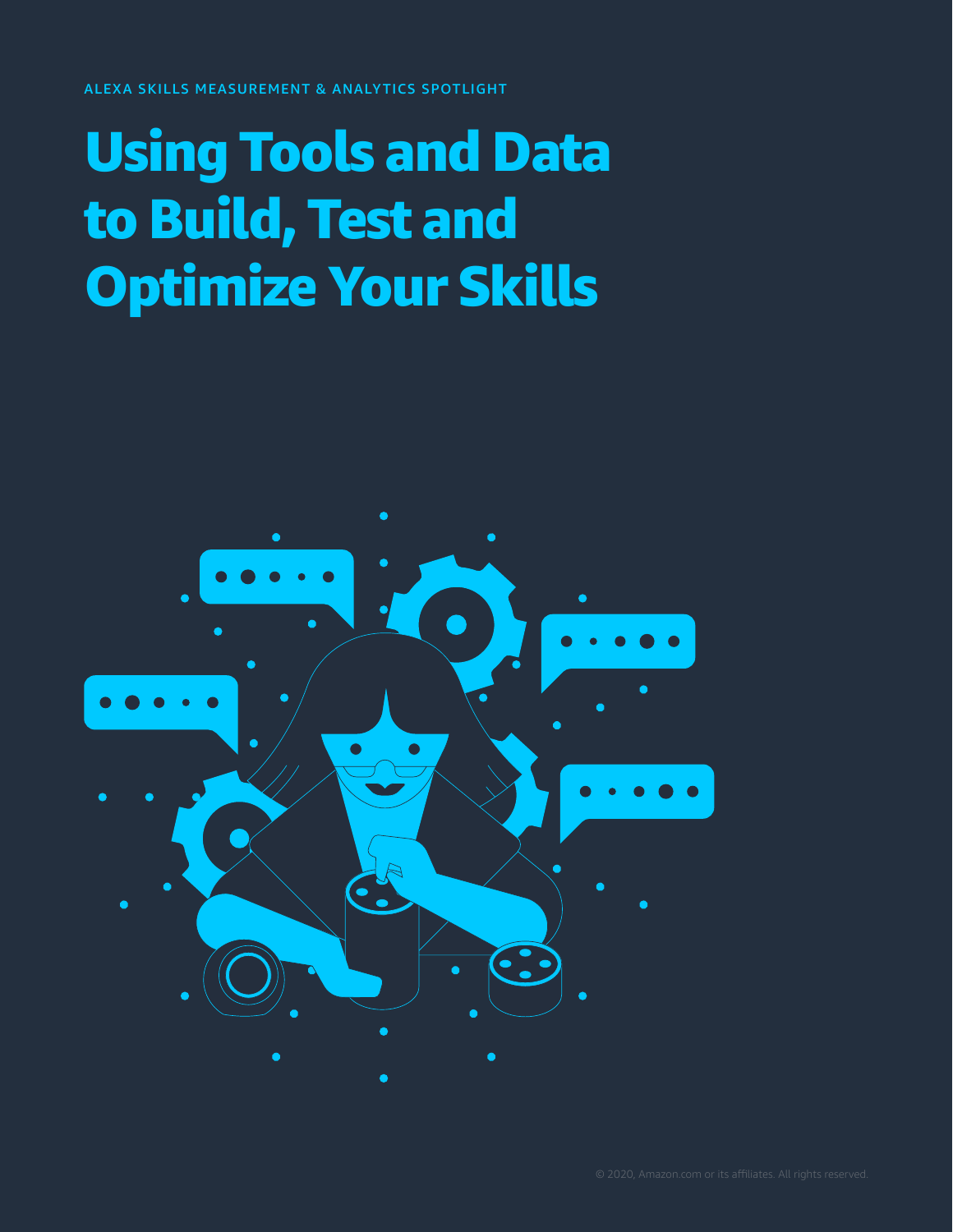ALEXA SKILLS MEASUREMENT & ANALYTICS SPOTLIGHT

# Using Tools and Data to Build, Test and Optimize Your Skills

© 2020, Amazon.com or its affiliates. All rights reserved.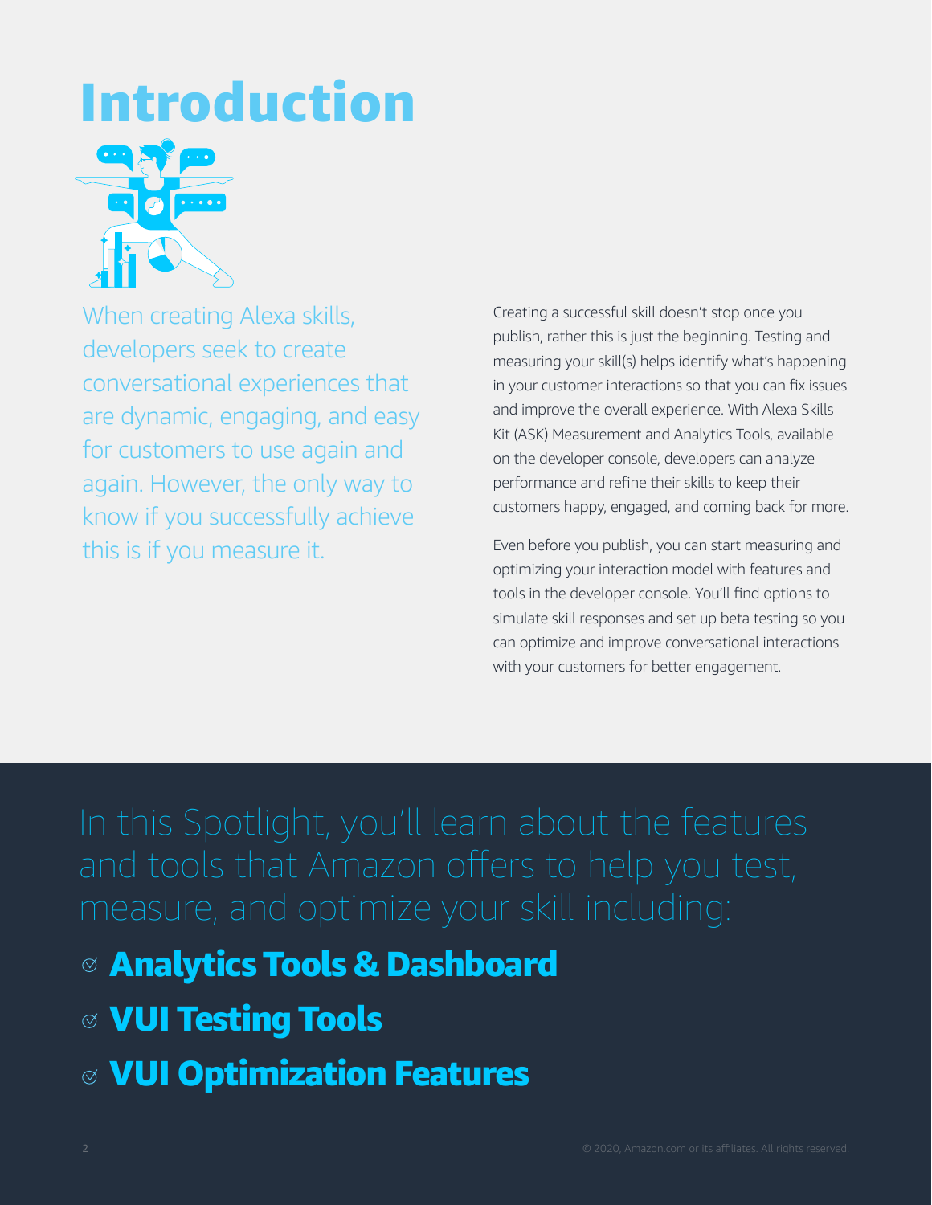# Introduction

When creating Alexa skills, developers seek to create conversational experiences that are dynamic, engaging, and easy for customers to use again and again. However, the only way to know if you successfully achieve this is if you measure it.

Creating a successful skill doesn't stop once you publish, rather this is just the beginning. Testing and measuring your skill(s) helps identify what's happening in your customer interactions so that you can fix issues and improve the overall experience. With Alexa Skills Kit (ASK) Measurement and Analytics Tools, available on the developer console, developers can analyze performance and refine their skills to keep their customers happy, engaged, and coming back for more.

Even before you publish, you can start measuring and optimizing your interaction model with features and tools in the developer console. You'll find options to simulate skill responses and set up beta testing so you can optimize and improve conversational interactions with your customers for better engagement.

In this Spotlight, you'll learn about the features and tools that Amazon offers to help you test, measure, and optimize your skill including:

- **Analytics Tools & Dashboard**
- **VUI Testing Tools**
- **VUI Optimization Features**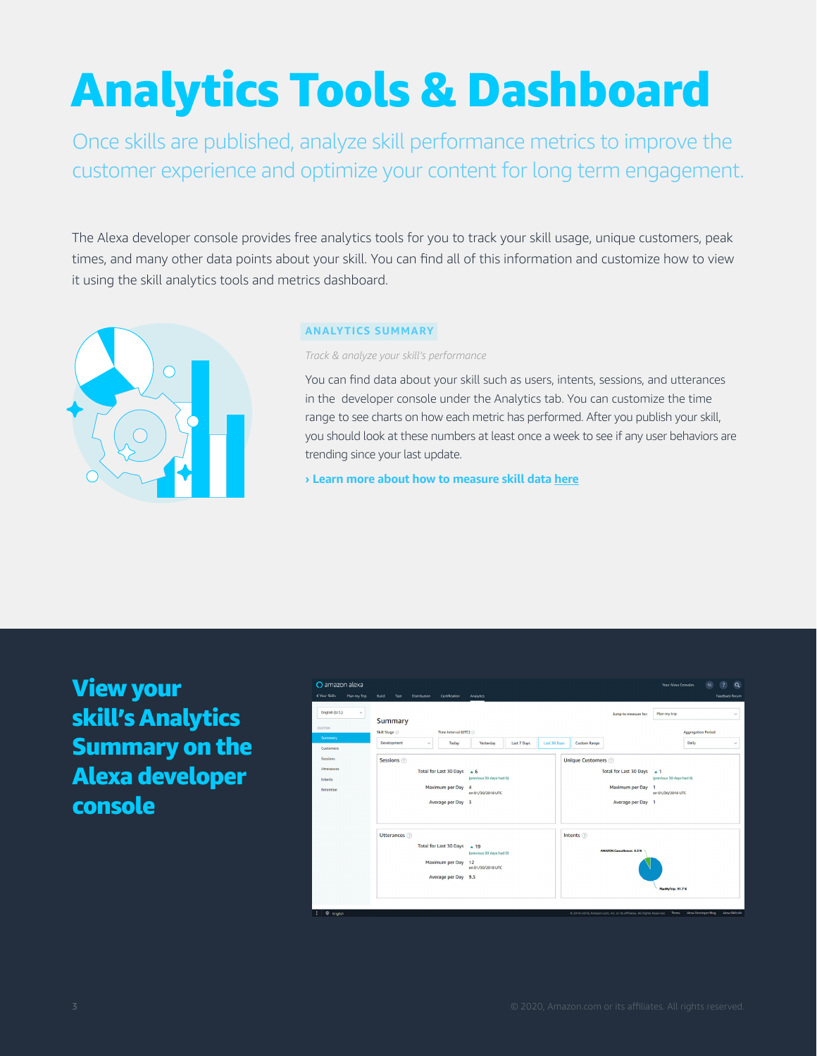# Analytics Tools & Dashboard

Once skills are published, analyze skill performance metrics to improve the customer experience and optimize your content for long term engagement.

The Alexa developer console provides free analytics tools for you to track your skill usage, unique customers, peak times, and many other data points about your skill. You can find all of this information and customize how to view it using the skill analytics tools and metrics dashboard.

## ANALYTICS SUMMARY

*Track & analyze your skill's performance*

You can find data about your skill such as users, intents, sessions, and utterances in the developer console under the Analytics tab. You can customize the time range to see charts on how each metric has performed. After you publish your skill, you should look at these numbers at least once a week to see if any user behaviors are trending since your last update.

**› Learn more about how to measure skill data here**

## View your skill's Analytics Summary on the Alexa developer console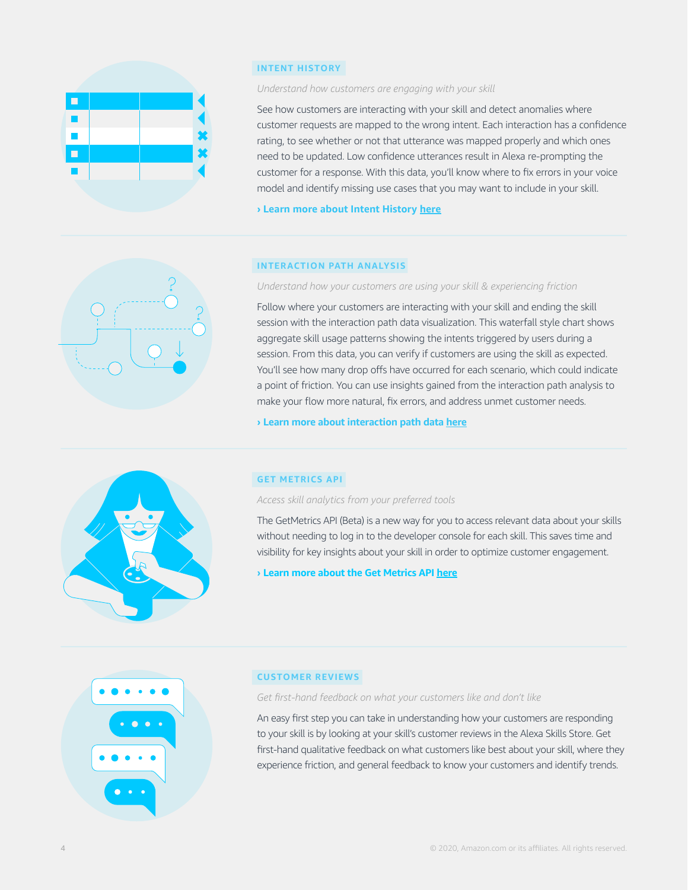## INTENT HISTORY

*Understand how customers are engaging with your skill*

See how customers are interacting with your skill and detect anomalies where customer requests are mapped to the wrong intent. Each interaction has a confidence rating, to see whether or not that utterance was mapped properly and which ones need to be updated. Low confidence utterances result in Alexa re-prompting the customer for a response. With this data, you'll know where to fix errors in your voice model and identify missing use cases that you may want to include in your skill.

**› Learn more about Intent History here**

## INTERACTION PATH ANALYSIS

*Understand how your customers are using your skill & experiencing friction*

Follow where your customers are interacting with your skill and ending the skill session with the interaction path data visualization. This waterfall style chart shows aggregate skill usage patterns showing the intents triggered by users during a session. From this data, you can verify if customers are using the skill as expected. You'll see how many drop offs have occurred for each scenario, which could indicate a point of friction. You can use insights gained from the interaction path analysis to make your flow more natural, fix errors, and address unmet customer needs.

**› Learn more about interaction path data here**

## GET METRICS API

*Access skill analytics from your preferred tools*

The GetMetrics API (Beta) is a new way for you to access relevant data about your skills without needing to log in to the developer console for each skill. This saves time and visibility for key insights about your skill in order to optimize customer engagement.

**› Learn more about the Get Metrics API here**

## CUSTOMER REVIEWS

*Get first-hand feedback on what your customers like and don't like*

An easy first step you can take in understanding how your customers are responding to your skill is by looking at your skill's customer reviews in the Alexa Skills Store. Get first-hand qualitative feedback on what customers like best about your skill, where they experience friction, and general feedback to know your customers and identify trends.

© 2020, Amazon.com or its affiliates. All rights reserved.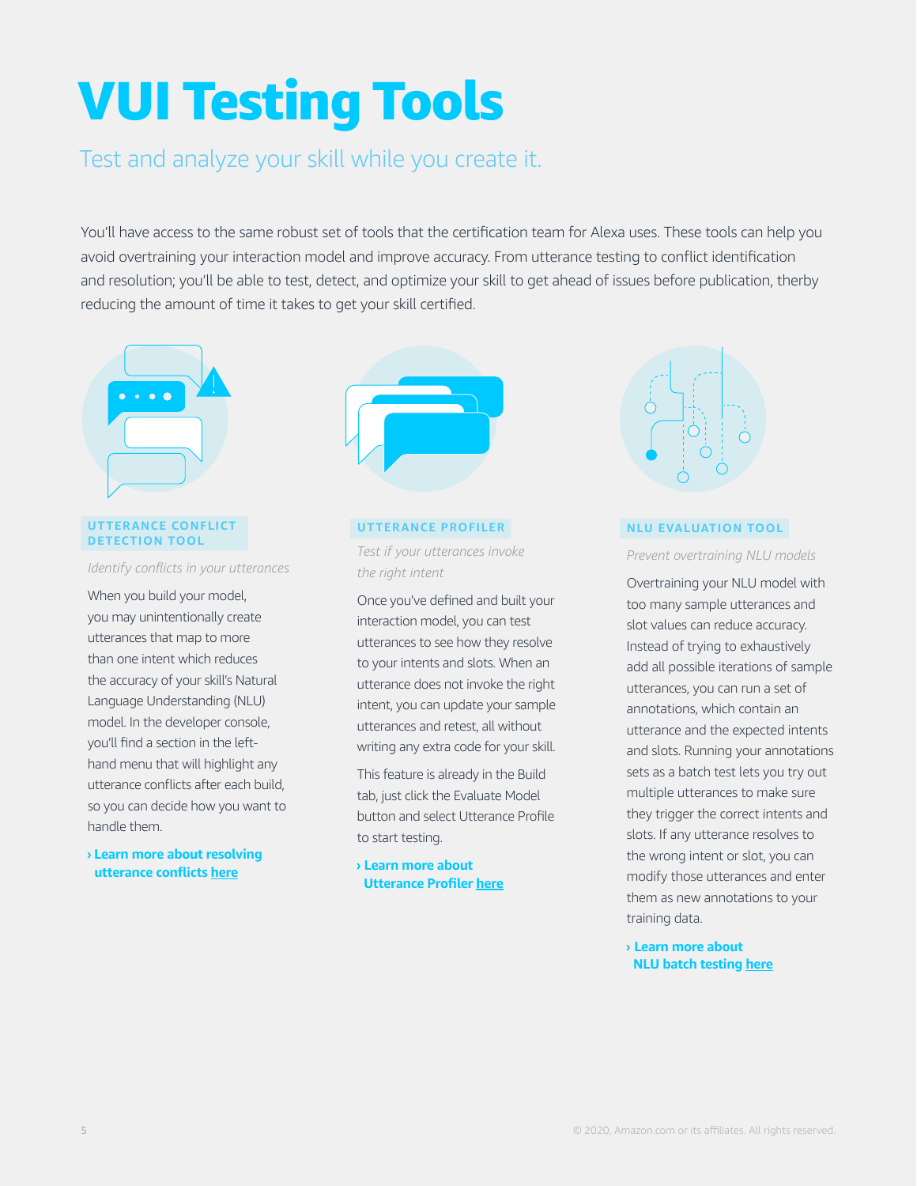# VUI Testing Tools

## Test and analyze your skill while you create it.

You'll have access to the same robust set of tools that the certification team for Alexa uses. These tools can help you avoid overtraining your interaction model and improve accuracy. From utterance testing to conflict identification and resolution; you'll be able to test, detect, and optimize your skill to get ahead of issues before publication, therby reducing the amount of time it takes to get your skill certified.

### UTTERANCE CONFLICT DETECTION TOOL

*Identify conflicts in your utterances*

When you build your model, you may unintentionally create utterances that map to more than one intent which reduces the accuracy of your skill's Natural Language Understanding (NLU) model. In the developer console, you'll find a section in the left-hand menu that will highlight any utterance conflicts after each build, so you can decide how you want to handle them.

**› Learn more about resolving utterance conflicts here**

### UTTERANCE PROFILER

*Test if your utterances invoke the right intent*

Once you've defined and built your interaction model, you can test utterances to see how they resolve to your intents and slots. When an utterance does not invoke the right intent, you can update your sample utterances and retest, all without writing any extra code for your skill.

This feature is already in the Build tab, just click the Evaluate Model button and select Utterance Profile to start testing.

**› Learn more about Utterance Profiler here**

### NLU EVALUATION TOOL

*Prevent overtraining NLU models*

Overtraining your NLU model with too many sample utterances and slot values can reduce accuracy. Instead of trying to exhaustively add all possible iterations of sample utterances, you can run a set of annotations, which contain an utterance and the expected intents and slots. Running your annotations sets as a batch test lets you try out multiple utterances to make sure they trigger the correct intents and slots. If any utterance resolves to the wrong intent or slot, you can modify those utterances and enter them as new annotations to your training data.

**› Learn more about NLU batch testing here**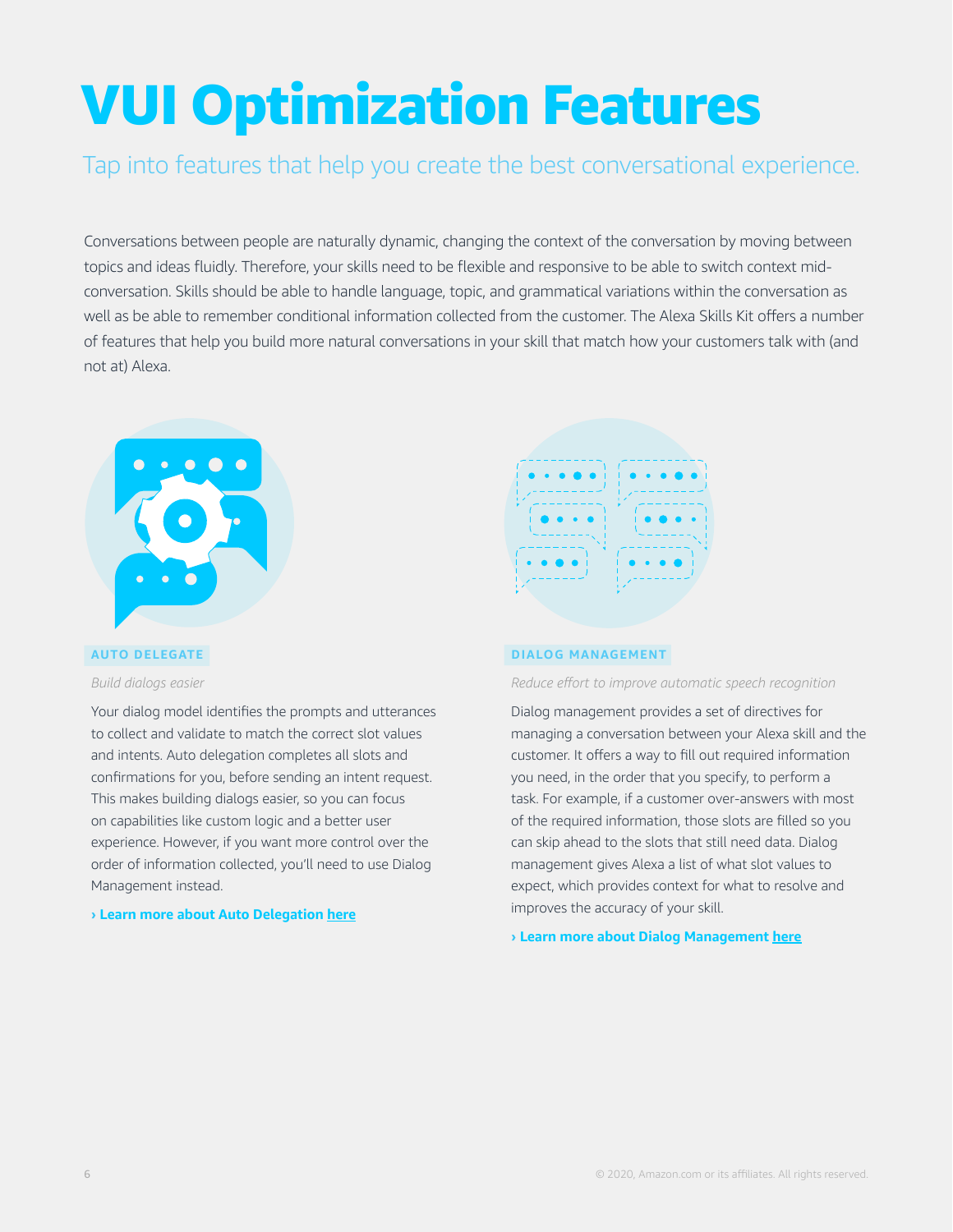# VUI Optimization Features

## Tap into features that help you create the best conversational experience.

Conversations between people are naturally dynamic, changing the context of the conversation by moving between topics and ideas fluidly. Therefore, your skills need to be flexible and responsive to be able to switch context mid-conversation. Skills should be able to handle language, topic, and grammatical variations within the conversation as well as be able to remember conditional information collected from the customer. The Alexa Skills Kit offers a number of features that help you build more natural conversations in your skill that match how your customers talk with (and not at) Alexa.

### AUTO DELEGATE

*Build dialogs easier*

Your dialog model identifies the prompts and utterances to collect and validate to match the correct slot values and intents. Auto delegation completes all slots and confirmations for you, before sending an intent request. This makes building dialogs easier, so you can focus on capabilities like custom logic and a better user experience. However, if you want more control over the order of information collected, you'll need to use Dialog Management instead.

**› Learn more about Auto Delegation here**

### DIALOG MANAGEMENT

*Reduce effort to improve automatic speech recognition*

Dialog management provides a set of directives for managing a conversation between your Alexa skill and the customer. It offers a way to fill out required information you need, in the order that you specify, to perform a task. For example, if a customer over-answers with most of the required information, those slots are filled so you can skip ahead to the slots that still need data. Dialog management gives Alexa a list of what slot values to expect, which provides context for what to resolve and improves the accuracy of your skill.

**› Learn more about Dialog Management here**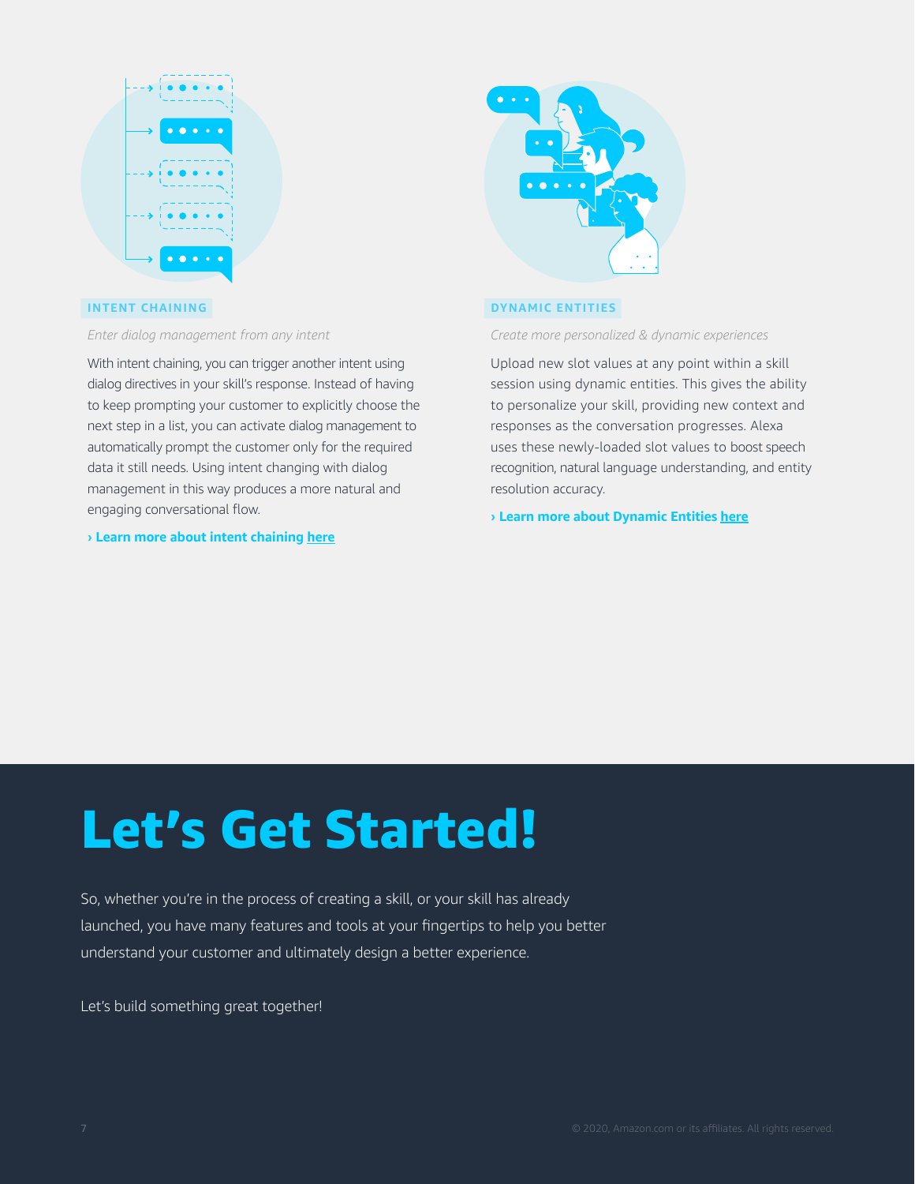### INTENT CHAINING

*Enter dialog management from any intent*

With intent chaining, you can trigger another intent using dialog directives in your skill's response. Instead of having to keep prompting your customer to explicitly choose the next step in a list, you can activate dialog management to automatically prompt the customer only for the required data it still needs. Using intent changing with dialog management in this way produces a more natural and engaging conversational flow.

**› Learn more about intent chaining here**

### DYNAMIC ENTITIES

*Create more personalized & dynamic experiences*

Upload new slot values at any point within a skill session using dynamic entities. This gives the ability to personalize your skill, providing new context and responses as the conversation progresses. Alexa uses these newly-loaded slot values to boost speech recognition, natural language understanding, and entity resolution accuracy.

**› Learn more about Dynamic Entities here**

# Let's Get Started!

So, whether you're in the process of creating a skill, or your skill has already launched, you have many features and tools at your fingertips to help you better understand your customer and ultimately design a better experience.

Let's build something great together!

© 2020, Amazon.com or its affiliates. All rights reserved.